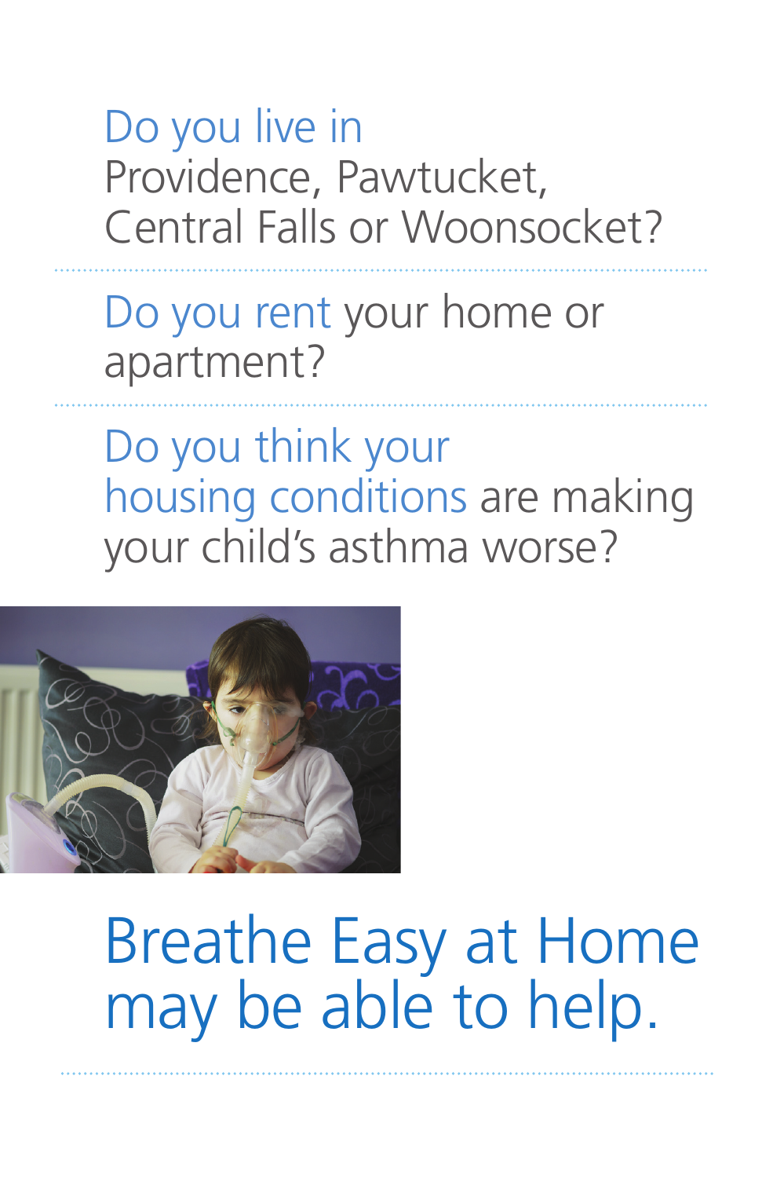Do you live in Providence, Pawtucket, Central Falls or Woonsocket?

---

Do you rent your home or apartment?

---

Do you think your housing conditions are making your child's asthma worse?

# Breathe Easy at Home may be able to help.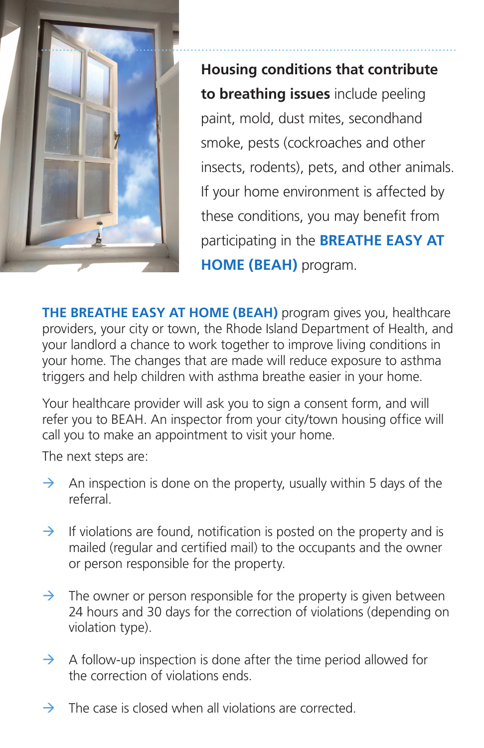**Housing conditions that contribute to breathing issues** include peeling paint, mold, dust mites, secondhand smoke, pests (cockroaches and other insects, rodents), pets, and other animals. If your home environment is affected by these conditions, you may benefit from participating in the **BREATHE EASY AT HOME (BEAH)** program.

**THE BREATHE EASY AT HOME (BEAH)** program gives you, healthcare providers, your city or town, the Rhode Island Department of Health, and your landlord a chance to work together to improve living conditions in your home. The changes that are made will reduce exposure to asthma triggers and help children with asthma breathe easier in your home.

Your healthcare provider will ask you to sign a consent form, and will refer you to BEAH. An inspector from your city/town housing office will call you to make an appointment to visit your home.

The next steps are:

- → An inspection is done on the property, usually within 5 days of the referral.
- → If violations are found, notification is posted on the property and is mailed (regular and certified mail) to the occupants and the owner or person responsible for the property.
- → The owner or person responsible for the property is given between 24 hours and 30 days for the correction of violations (depending on violation type).
- → A follow-up inspection is done after the time period allowed for the correction of violations ends.
- → The case is closed when all violations are corrected.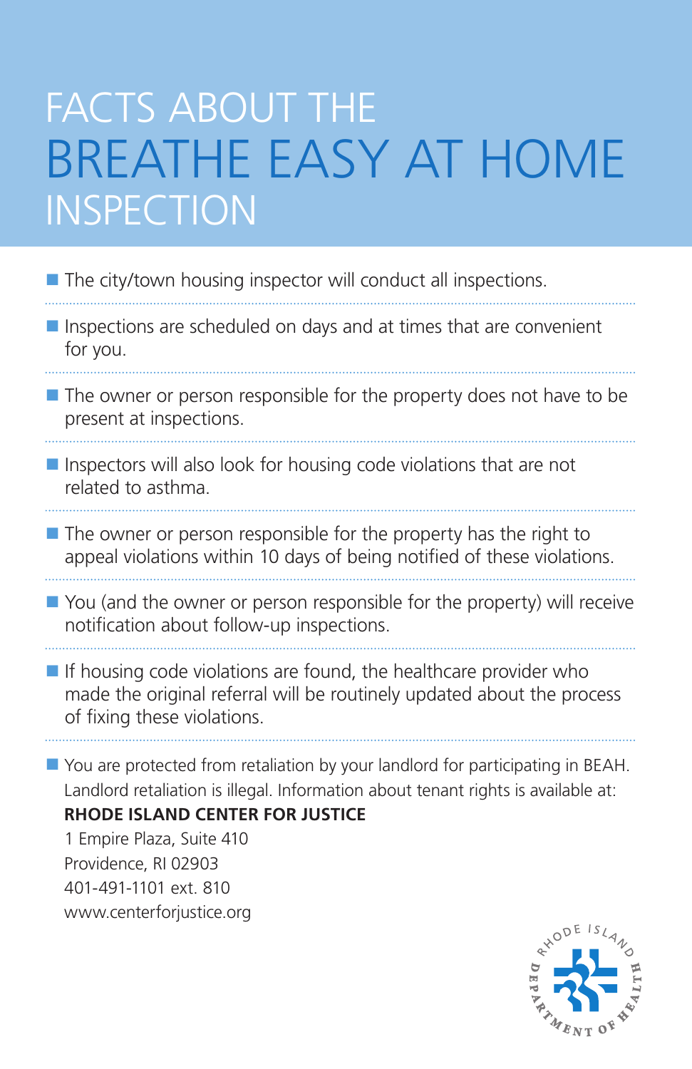# FACTS ABOUT THE BREATHE EASY AT HOME INSPECTION

- The city/town housing inspector will conduct all inspections.
- Inspections are scheduled on days and at times that are convenient for you.
- The owner or person responsible for the property does not have to be present at inspections.
- Inspectors will also look for housing code violations that are not related to asthma.
- The owner or person responsible for the property has the right to appeal violations within 10 days of being notified of these violations.
- You (and the owner or person responsible for the property) will receive notification about follow-up inspections.
- If housing code violations are found, the healthcare provider who made the original referral will be routinely updated about the process of fixing these violations.
- You are protected from retaliation by your landlord for participating in BEAH. Landlord retaliation is illegal. Information about tenant rights is available at:
  **RHODE ISLAND CENTER FOR JUSTICE**
  1 Empire Plaza, Suite 410
  Providence, RI 02903
  401-491-1101 ext. 810
  www.centerforjustice.org

RHODE ISLAND DEPARTMENT OF HEALTH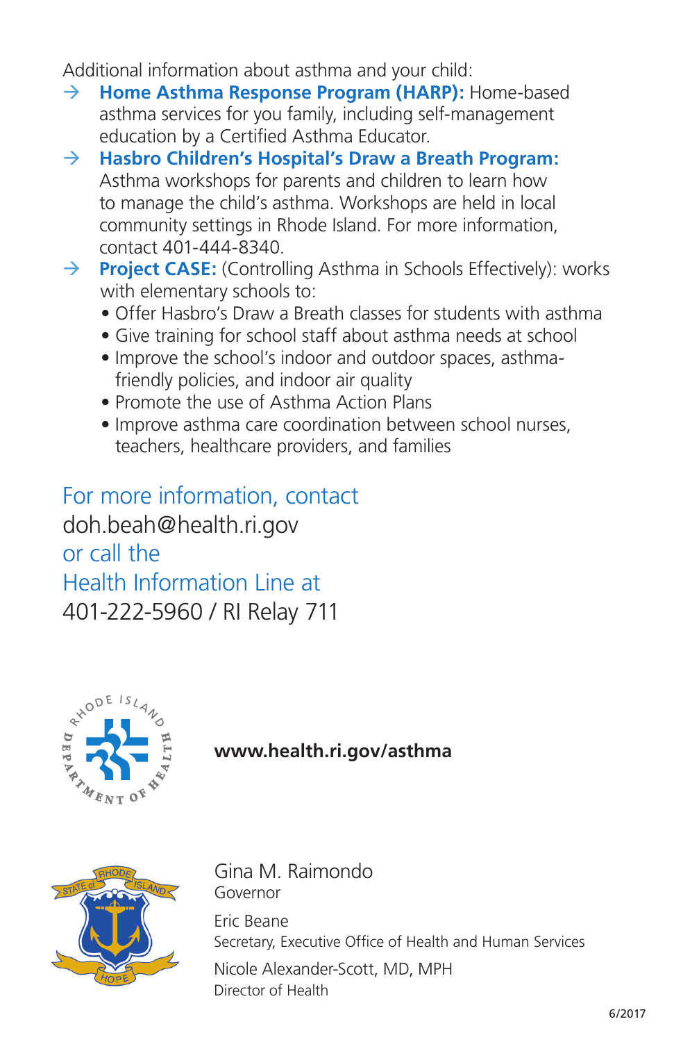Additional information about asthma and your child:

- → **Home Asthma Response Program (HARP):** Home-based asthma services for you family, including self-management education by a Certified Asthma Educator.
- → **Hasbro Children's Hospital's Draw a Breath Program:** Asthma workshops for parents and children to learn how to manage the child's asthma. Workshops are held in local community settings in Rhode Island. For more information, contact 401-444-8340.
- → **Project CASE:** (Controlling Asthma in Schools Effectively): works with elementary schools to:
  - Offer Hasbro's Draw a Breath classes for students with asthma
  - Give training for school staff about asthma needs at school
  - Improve the school's indoor and outdoor spaces, asthma-friendly policies, and indoor air quality
  - Promote the use of Asthma Action Plans
  - Improve asthma care coordination between school nurses, teachers, healthcare providers, and families

For more information, contact
doh.beah@health.ri.gov
or call the
Health Information Line at
401-222-5960 / RI Relay 711

RHODE ISLAND DEPARTMENT OF HEALTH

**www.health.ri.gov/asthma**

STATE of RHODE ISLAND HOPE

Gina M. Raimondo
Governor

Eric Beane
Secretary, Executive Office of Health and Human Services

Nicole Alexander-Scott, MD, MPH
Director of Health

6/2017